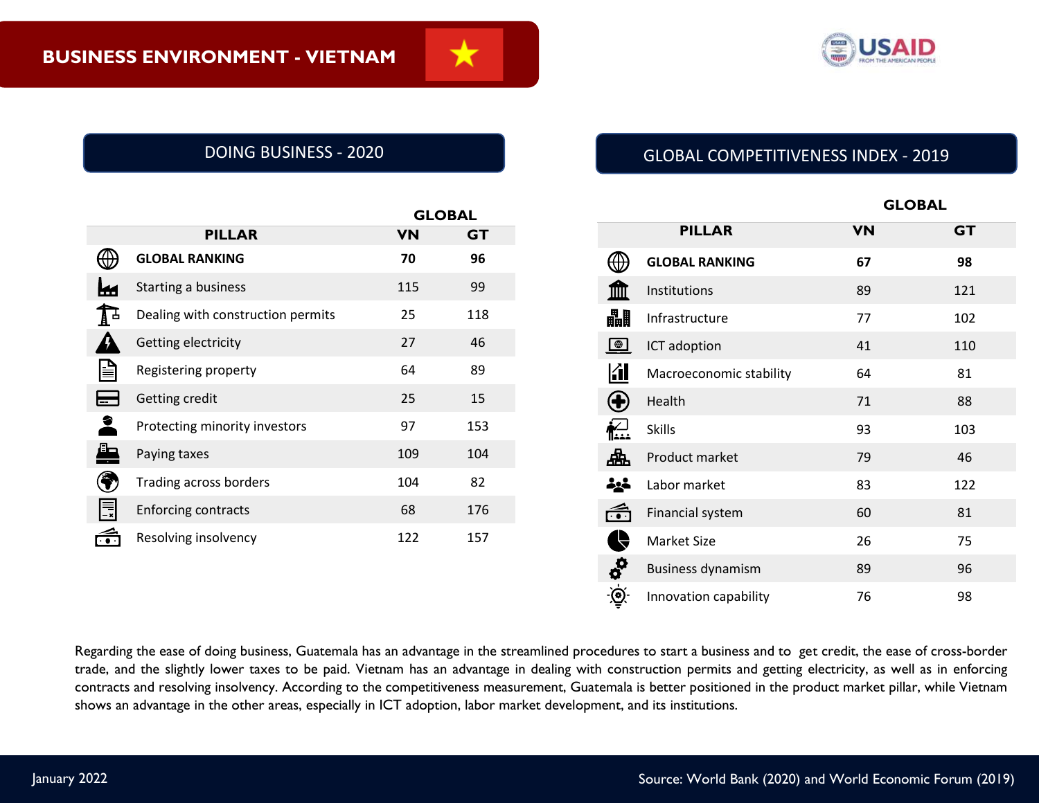# BUSINESS ENVIRONMENT - VIETNAM

## DOING BUSINESS - 2020

| PILLAR | GLOBAL VN | GLOBAL GT |
|---|---|---|
| **GLOBAL RANKING** | **70** | **96** |
| Starting a business | 115 | 99 |
| Dealing with construction permits | 25 | 118 |
| Getting electricity | 27 | 46 |
| Registering property | 64 | 89 |
| Getting credit | 25 | 15 |
| Protecting minority investors | 97 | 153 |
| Paying taxes | 109 | 104 |
| Trading across borders | 104 | 82 |
| Enforcing contracts | 68 | 176 |
| Resolving insolvency | 122 | 157 |

## GLOBAL COMPETITIVENESS INDEX - 2019

| PILLAR | GLOBAL VN | GLOBAL GT |
|---|---|---|
| **GLOBAL RANKING** | **67** | **98** |
| Institutions | 89 | 121 |
| Infrastructure | 77 | 102 |
| ICT adoption | 41 | 110 |
| Macroeconomic stability | 64 | 81 |
| Health | 71 | 88 |
| Skills | 93 | 103 |
| Product market | 79 | 46 |
| Labor market | 83 | 122 |
| Financial system | 60 | 81 |
| Market Size | 26 | 75 |
| Business dynamism | 89 | 96 |
| Innovation capability | 76 | 98 |

Regarding the ease of doing business, Guatemala has an advantage in the streamlined procedures to start a business and to get credit, the ease of cross-border trade, and the slightly lower taxes to be paid. Vietnam has an advantage in dealing with construction permits and getting electricity, as well as in enforcing contracts and resolving insolvency. According to the competitiveness measurement, Guatemala is better positioned in the product market pillar, while Vietnam shows an advantage in the other areas, especially in ICT adoption, labor market development, and its institutions.

January 2022

Source: World Bank (2020) and World Economic Forum (2019)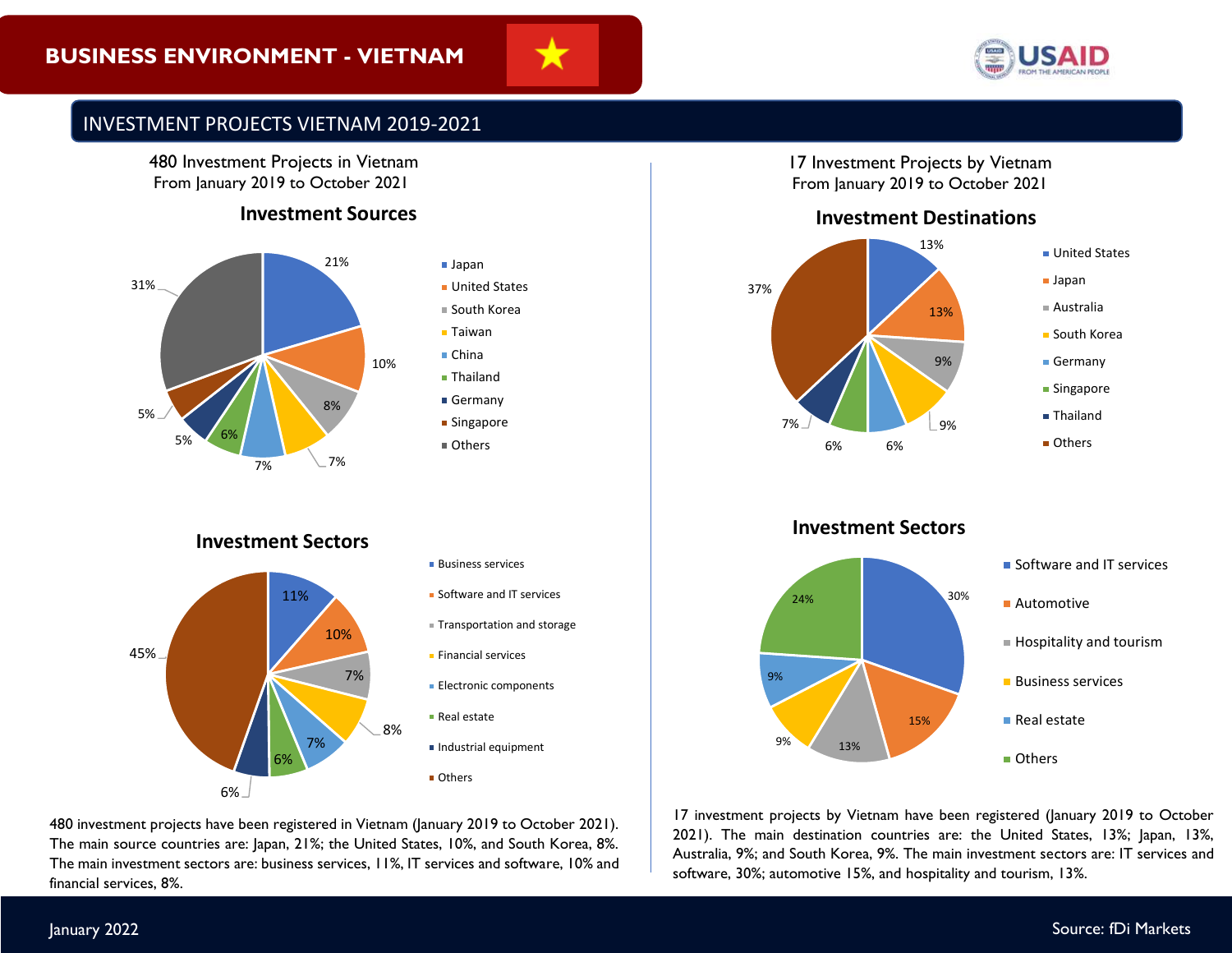# BUSINESS ENVIRONMENT - VIETNAM

## INVESTMENT PROJECTS VIETNAM 2019-2021

480 Investment Projects in Vietnam
From January 2019 to October 2021

### Investment Sources

| Source | Share |
|---|---|
| Japan | 21% |
| United States | 10% |
| South Korea | 8% |
| Taiwan | 7% |
| China | 7% |
| Thailand | 6% |
| Germany | 5% |
| Singapore | 5% |
| Others | 31% |

### Investment Sectors

| Sector | Share |
|---|---|
| Business services | 11% |
| Software and IT services | 10% |
| Transportation and storage | 7% |
| Financial services | 8% |
| Electronic components | 7% |
| Real estate | 6% |
| Industrial equipment | 6% |
| Others | 45% |

480 investment projects have been registered in Vietnam (January 2019 to October 2021). The main source countries are: Japan, 21%; the United States, 10%, and South Korea, 8%. The main investment sectors are: business services, 11%, IT services and software, 10% and financial services, 8%.

17 Investment Projects by Vietnam
From January 2019 to October 2021

### Investment Destinations

| Destination | Share |
|---|---|
| United States | 13% |
| Japan | 13% |
| Australia | 9% |
| South Korea | 9% |
| Germany | 6% |
| Singapore | 6% |
| Thailand | 7% |
| Others | 37% |

### Investment Sectors

| Sector | Share |
|---|---|
| Software and IT services | 30% |
| Automotive | 15% |
| Hospitality and tourism | 13% |
| Business services | 9% |
| Real estate | 9% |
| Others | 24% |

17 investment projects by Vietnam have been registered (January 2019 to October 2021). The main destination countries are: the United States, 13%; Japan, 13%, Australia, 9%; and South Korea, 9%. The main investment sectors are: IT services and software, 30%; automotive 15%, and hospitality and tourism, 13%.

January 2022

Source: fDi Markets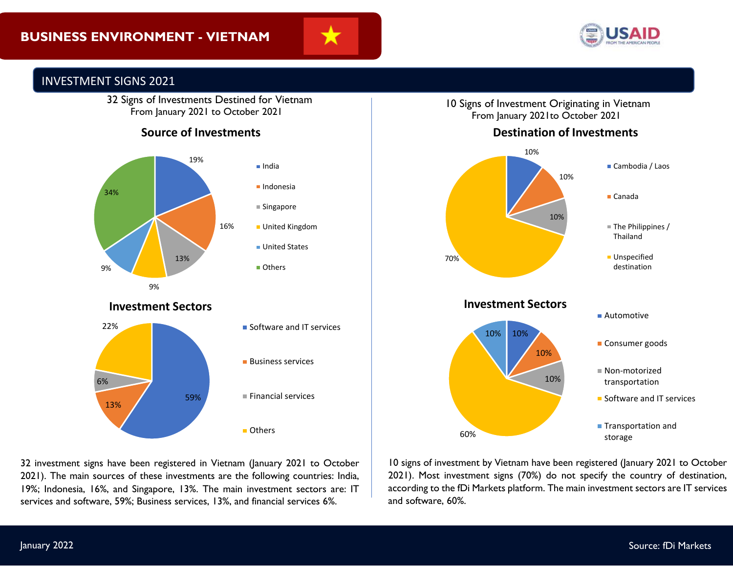# BUSINESS ENVIRONMENT - VIETNAM

## INVESTMENT SIGNS 2021

### 32 Signs of Investments Destined for Vietnam
From January 2021 to October 2021

**Source of Investments**

| Country | Share |
|---|---|
| India | 19% |
| Indonesia | 16% |
| Singapore | 13% |
| United Kingdom | 9% |
| United States | 9% |
| Others | 34% |

**Investment Sectors**

| Sector | Share |
|---|---|
| Software and IT services | 59% |
| Business services | 13% |
| Financial services | 6% |
| Others | 22% |

32 investment signs have been registered in Vietnam (January 2021 to October 2021). The main sources of these investments are the following countries: India, 19%; Indonesia, 16%, and Singapore, 13%. The main investment sectors are: IT services and software, 59%; Business services, 13%, and financial services 6%.

### 10 Signs of Investment Originating in Vietnam
From January 2021to October 2021

**Destination of Investments**

| Destination | Share |
|---|---|
| Cambodia / Laos | 10% |
| Canada | 10% |
| The Philippines / Thailand | 10% |
| Unspecified destination | 70% |

**Investment Sectors**

| Sector | Share |
|---|---|
| Automotive | 10% |
| Consumer goods | 10% |
| Non-motorized transportation | 10% |
| Software and IT services | 60% |
| Transportation and storage | 10% |

10 signs of investment by Vietnam have been registered (January 2021 to October 2021). Most investment signs (70%) do not specify the country of destination, according to the fDi Markets platform. The main investment sectors are IT services and software, 60%.

January 2022

Source: fDi Markets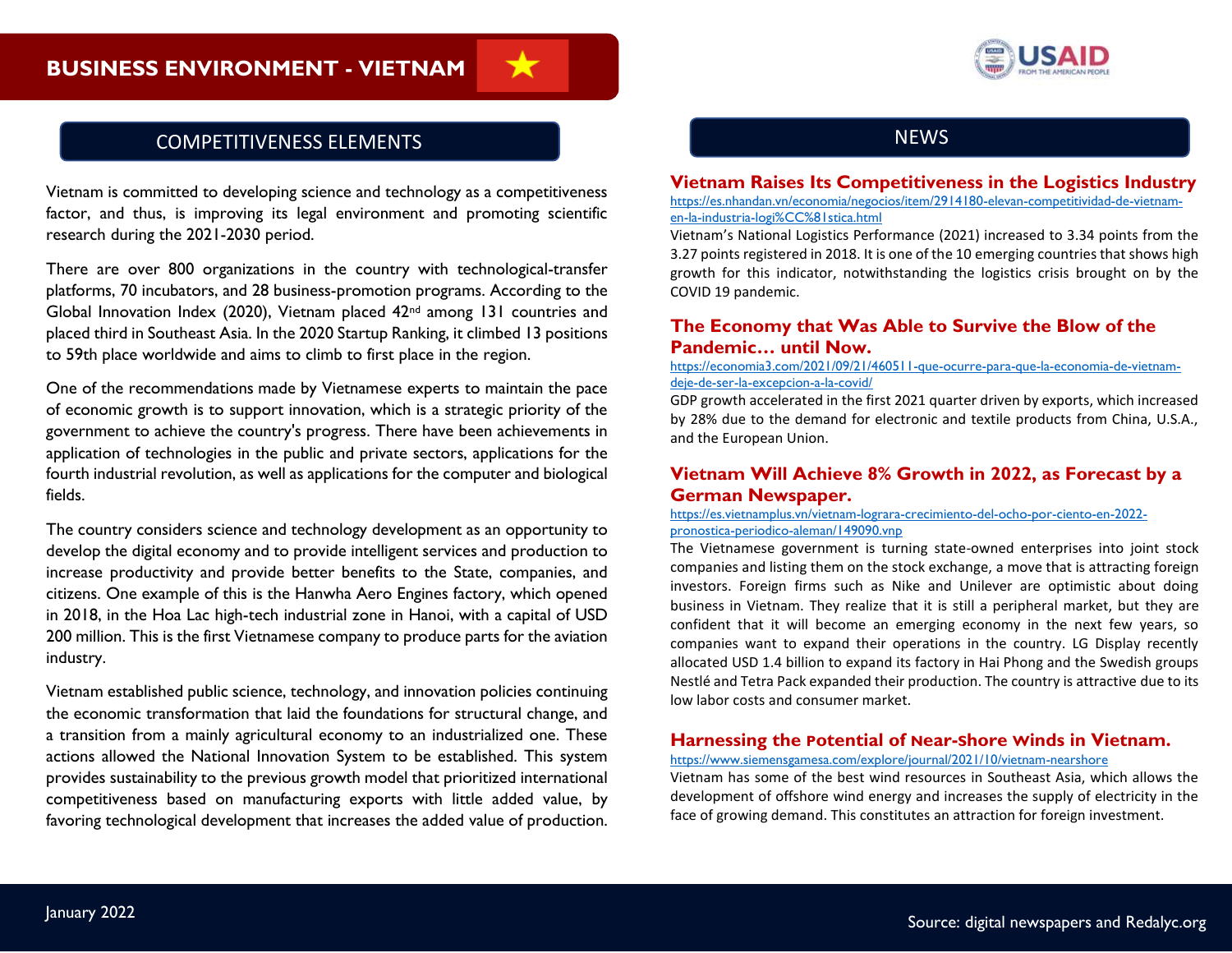# BUSINESS ENVIRONMENT - VIETNAM

## COMPETITIVENESS ELEMENTS

Vietnam is committed to developing science and technology as a competitiveness factor, and thus, is improving its legal environment and promoting scientific research during the 2021-2030 period.

There are over 800 organizations in the country with technological-transfer platforms, 70 incubators, and 28 business-promotion programs. According to the Global Innovation Index (2020), Vietnam placed 42nd among 131 countries and placed third in Southeast Asia. In the 2020 Startup Ranking, it climbed 13 positions to 59th place worldwide and aims to climb to first place in the region.

One of the recommendations made by Vietnamese experts to maintain the pace of economic growth is to support innovation, which is a strategic priority of the government to achieve the country's progress. There have been achievements in application of technologies in the public and private sectors, applications for the fourth industrial revolution, as well as applications for the computer and biological fields.

The country considers science and technology development as an opportunity to develop the digital economy and to provide intelligent services and production to increase productivity and provide better benefits to the State, companies, and citizens. One example of this is the Hanwha Aero Engines factory, which opened in 2018, in the Hoa Lac high-tech industrial zone in Hanoi, with a capital of USD 200 million. This is the first Vietnamese company to produce parts for the aviation industry.

Vietnam established public science, technology, and innovation policies continuing the economic transformation that laid the foundations for structural change, and a transition from a mainly agricultural economy to an industrialized one. These actions allowed the National Innovation System to be established. This system provides sustainability to the previous growth model that prioritized international competitiveness based on manufacturing exports with little added value, by favoring technological development that increases the added value of production.

## NEWS

### Vietnam Raises Its Competitiveness in the Logistics Industry

https://es.nhandan.vn/economia/negocios/item/2914180-elevan-competitividad-de-vietnam-en-la-industria-logi%CC%81stica.html

Vietnam's National Logistics Performance (2021) increased to 3.34 points from the 3.27 points registered in 2018. It is one of the 10 emerging countries that shows high growth for this indicator, notwithstanding the logistics crisis brought on by the COVID 19 pandemic.

### The Economy that Was Able to Survive the Blow of the Pandemic… until Now.

https://economia3.com/2021/09/21/460511-que-ocurre-para-que-la-economia-de-vietnam-deje-de-ser-la-excepcion-a-la-covid/

GDP growth accelerated in the first 2021 quarter driven by exports, which increased by 28% due to the demand for electronic and textile products from China, U.S.A., and the European Union.

### Vietnam Will Achieve 8% Growth in 2022, as Forecast by a German Newspaper.

https://es.vietnamplus.vn/vietnam-lograra-crecimiento-del-ocho-por-ciento-en-2022-pronostica-periodico-aleman/149090.vnp

The Vietnamese government is turning state-owned enterprises into joint stock companies and listing them on the stock exchange, a move that is attracting foreign investors. Foreign firms such as Nike and Unilever are optimistic about doing business in Vietnam. They realize that it is still a peripheral market, but they are confident that it will become an emerging economy in the next few years, so companies want to expand their operations in the country. LG Display recently allocated USD 1.4 billion to expand its factory in Hai Phong and the Swedish groups Nestlé and Tetra Pack expanded their production. The country is attractive due to its low labor costs and consumer market.

### Harnessing the Potential of Near-Shore Winds in Vietnam.

https://www.siemensgamesa.com/explore/journal/2021/10/vietnam-nearshore

Vietnam has some of the best wind resources in Southeast Asia, which allows the development of offshore wind energy and increases the supply of electricity in the face of growing demand. This constitutes an attraction for foreign investment.

January 2022

Source: digital newspapers and Redalyc.org